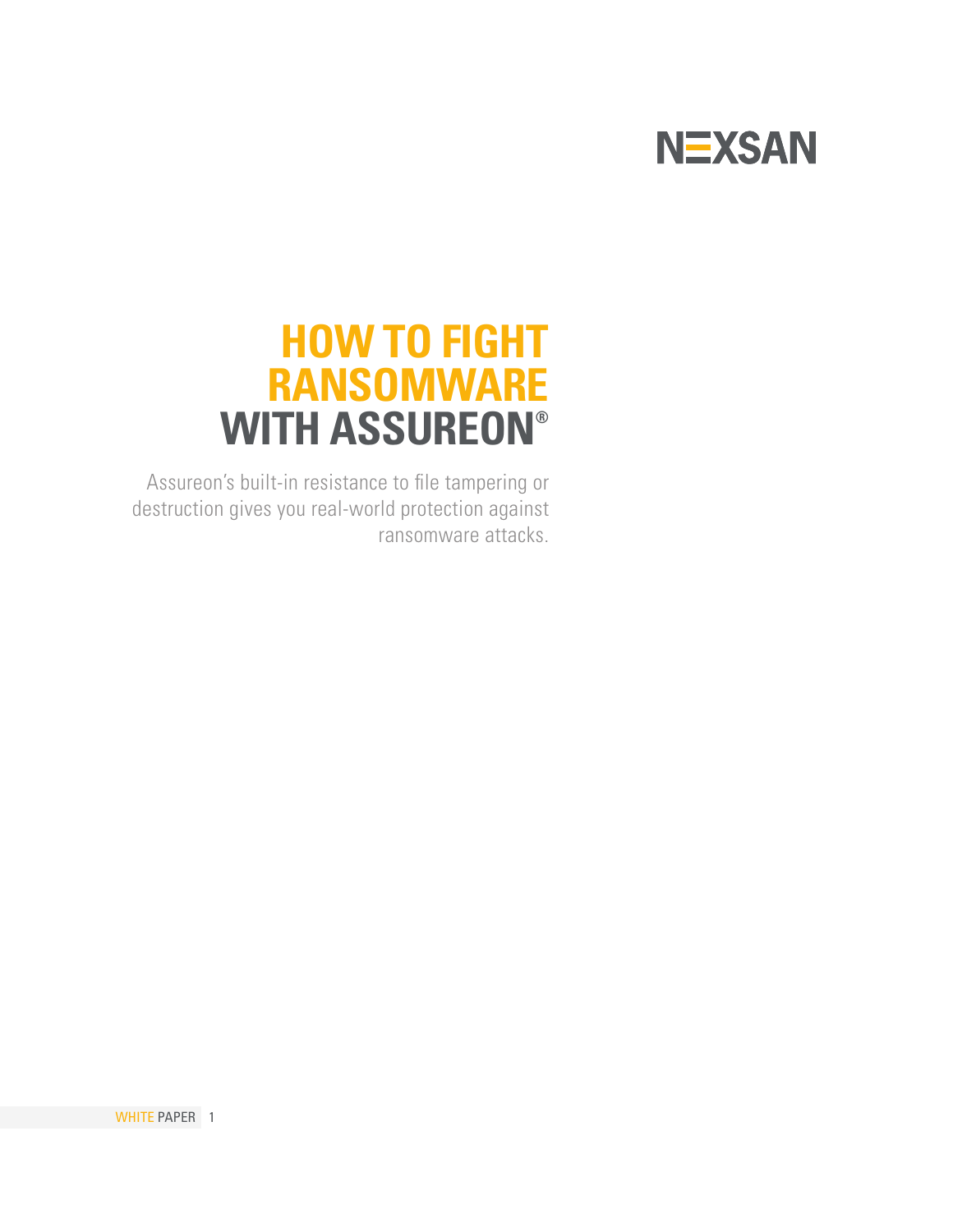NEXSAN

# HOW TO FIGHT RANSOMWARE WITH ASSUREON®

Assureon's built-in resistance to file tampering or destruction gives you real-world protection against ransomware attacks.

WHITE PAPER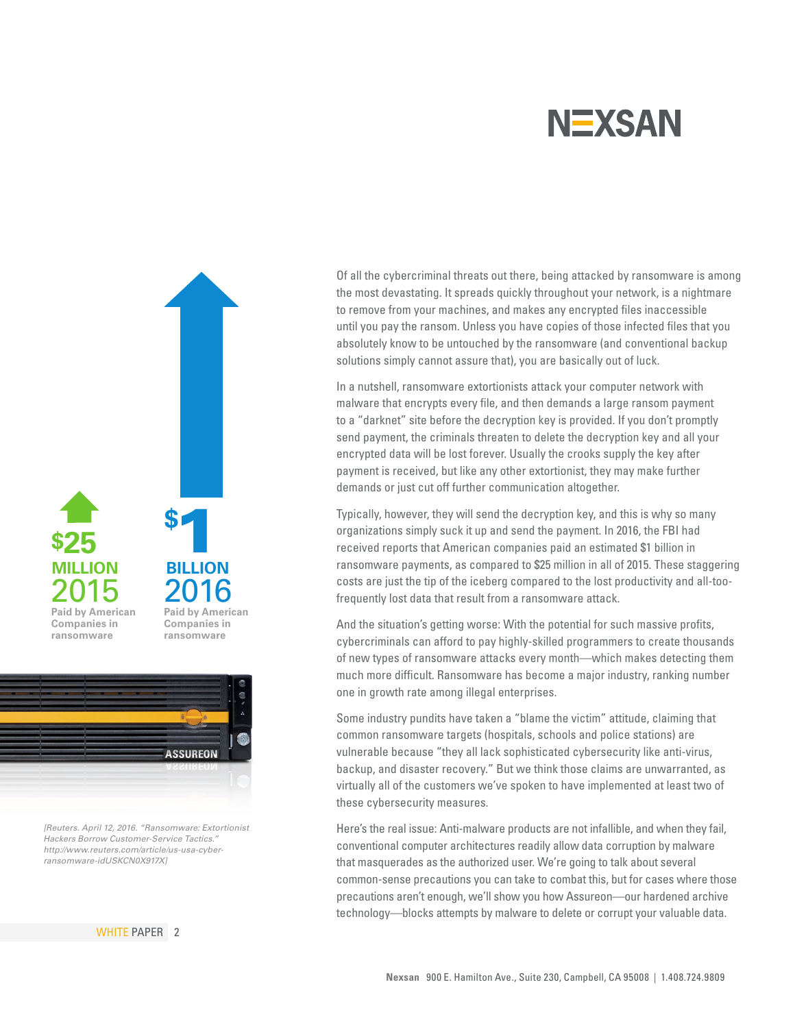**$25 MILLION 2015**
Paid by American Companies in ransomware

**$1 BILLION 2016**
Paid by American Companies in ransomware

*[Reuters. April 12, 2016. "Ransomware: Extortionist Hackers Borrow Customer-Service Tactics." http://www.reuters.com/article/us-usa-cyber-ransomware-idUSKCN0X917X]*

Of all the cybercriminal threats out there, being attacked by ransomware is among the most devastating. It spreads quickly throughout your network, is a nightmare to remove from your machines, and makes any encrypted files inaccessible until you pay the ransom. Unless you have copies of those infected files that you absolutely know to be untouched by the ransomware (and conventional backup solutions simply cannot assure that), you are basically out of luck.

In a nutshell, ransomware extortionists attack your computer network with malware that encrypts every file, and then demands a large ransom payment to a "darknet" site before the decryption key is provided. If you don't promptly send payment, the criminals threaten to delete the decryption key and all your encrypted data will be lost forever. Usually the crooks supply the key after payment is received, but like any other extortionist, they may make further demands or just cut off further communication altogether.

Typically, however, they will send the decryption key, and this is why so many organizations simply suck it up and send the payment. In 2016, the FBI had received reports that American companies paid an estimated $1 billion in ransomware payments, as compared to $25 million in all of 2015. These staggering costs are just the tip of the iceberg compared to the lost productivity and all-too-frequently lost data that result from a ransomware attack.

And the situation's getting worse: With the potential for such massive profits, cybercriminals can afford to pay highly-skilled programmers to create thousands of new types of ransomware attacks every month—which makes detecting them much more difficult. Ransomware has become a major industry, ranking number one in growth rate among illegal enterprises.

Some industry pundits have taken a "blame the victim" attitude, claiming that common ransomware targets (hospitals, schools and police stations) are vulnerable because "they all lack sophisticated cybersecurity like anti-virus, backup, and disaster recovery." But we think those claims are unwarranted, as virtually all of the customers we've spoken to have implemented at least two of these cybersecurity measures.

Here's the real issue: Anti-malware products are not infallible, and when they fail, conventional computer architectures readily allow data corruption by malware that masquerades as the authorized user. We're going to talk about several common-sense precautions you can take to combat this, but for cases where those precautions aren't enough, we'll show you how Assureon—our hardened archive technology—blocks attempts by malware to delete or corrupt your valuable data.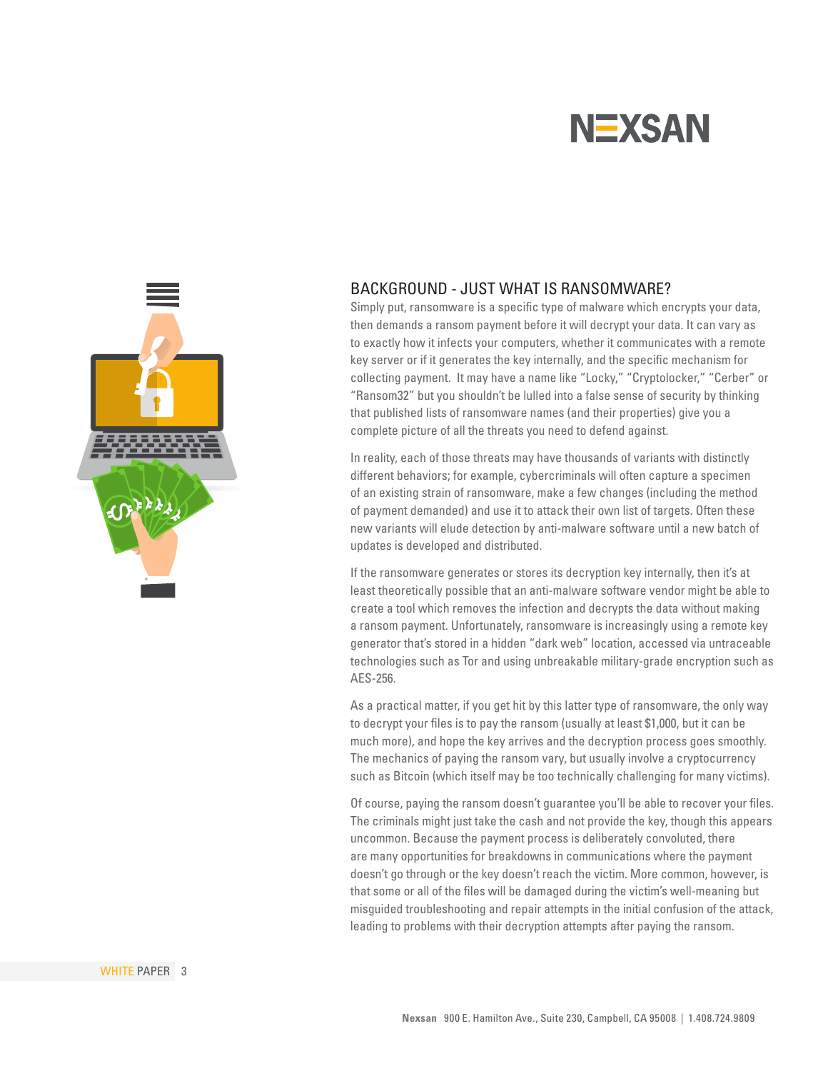## BACKGROUND - JUST WHAT IS RANSOMWARE?

Simply put, ransomware is a specific type of malware which encrypts your data, then demands a ransom payment before it will decrypt your data. It can vary as to exactly how it infects your computers, whether it communicates with a remote key server or if it generates the key internally, and the specific mechanism for collecting payment. It may have a name like "Locky," "Cryptolocker," "Cerber" or "Ransom32" but you shouldn't be lulled into a false sense of security by thinking that published lists of ransomware names (and their properties) give you a complete picture of all the threats you need to defend against.

In reality, each of those threats may have thousands of variants with distinctly different behaviors; for example, cybercriminals will often capture a specimen of an existing strain of ransomware, make a few changes (including the method of payment demanded) and use it to attack their own list of targets. Often these new variants will elude detection by anti-malware software until a new batch of updates is developed and distributed.

If the ransomware generates or stores its decryption key internally, then it's at least theoretically possible that an anti-malware software vendor might be able to create a tool which removes the infection and decrypts the data without making a ransom payment. Unfortunately, ransomware is increasingly using a remote key generator that's stored in a hidden "dark web" location, accessed via untraceable technologies such as Tor and using unbreakable military-grade encryption such as AES-256.

As a practical matter, if you get hit by this latter type of ransomware, the only way to decrypt your files is to pay the ransom (usually at least $1,000, but it can be much more), and hope the key arrives and the decryption process goes smoothly. The mechanics of paying the ransom vary, but usually involve a cryptocurrency such as Bitcoin (which itself may be too technically challenging for many victims).

Of course, paying the ransom doesn't guarantee you'll be able to recover your files. The criminals might just take the cash and not provide the key, though this appears uncommon. Because the payment process is deliberately convoluted, there are many opportunities for breakdowns in communications where the payment doesn't go through or the key doesn't reach the victim. More common, however, is that some or all of the files will be damaged during the victim's well-meaning but misguided troubleshooting and repair attempts in the initial confusion of the attack, leading to problems with their decryption attempts after paying the ransom.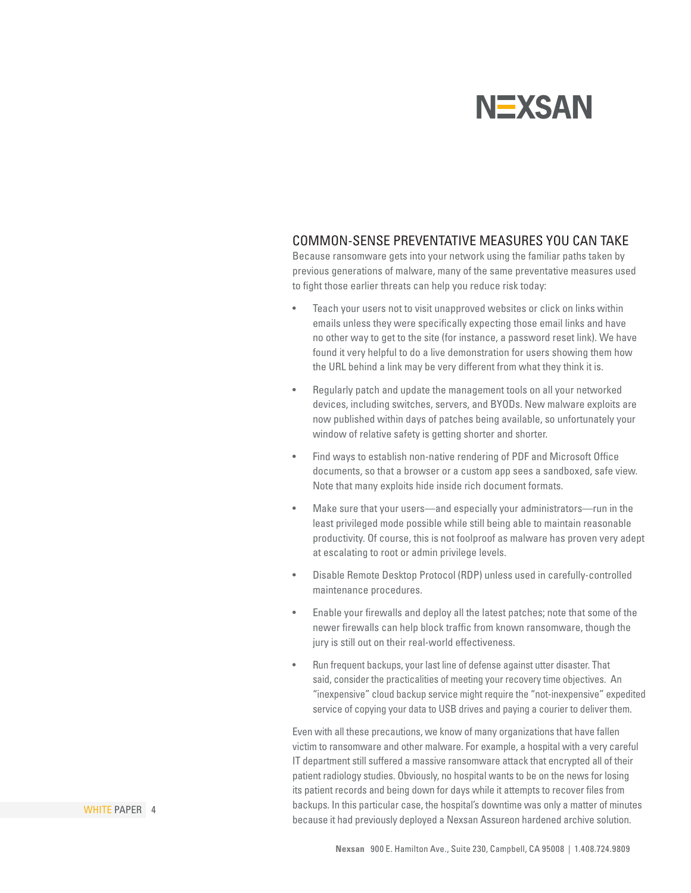## COMMON-SENSE PREVENTATIVE MEASURES YOU CAN TAKE

Because ransomware gets into your network using the familiar paths taken by previous generations of malware, many of the same preventative measures used to fight those earlier threats can help you reduce risk today:

- Teach your users not to visit unapproved websites or click on links within emails unless they were specifically expecting those email links and have no other way to get to the site (for instance, a password reset link). We have found it very helpful to do a live demonstration for users showing them how the URL behind a link may be very different from what they think it is.
- Regularly patch and update the management tools on all your networked devices, including switches, servers, and BYODs. New malware exploits are now published within days of patches being available, so unfortunately your window of relative safety is getting shorter and shorter.
- Find ways to establish non-native rendering of PDF and Microsoft Office documents, so that a browser or a custom app sees a sandboxed, safe view. Note that many exploits hide inside rich document formats.
- Make sure that your users—and especially your administrators—run in the least privileged mode possible while still being able to maintain reasonable productivity. Of course, this is not foolproof as malware has proven very adept at escalating to root or admin privilege levels.
- Disable Remote Desktop Protocol (RDP) unless used in carefully-controlled maintenance procedures.
- Enable your firewalls and deploy all the latest patches; note that some of the newer firewalls can help block traffic from known ransomware, though the jury is still out on their real-world effectiveness.
- Run frequent backups, your last line of defense against utter disaster. That said, consider the practicalities of meeting your recovery time objectives. An "inexpensive" cloud backup service might require the "not-inexpensive" expedited service of copying your data to USB drives and paying a courier to deliver them.

Even with all these precautions, we know of many organizations that have fallen victim to ransomware and other malware. For example, a hospital with a very careful IT department still suffered a massive ransomware attack that encrypted all of their patient radiology studies. Obviously, no hospital wants to be on the news for losing its patient records and being down for days while it attempts to recover files from backups. In this particular case, the hospital's downtime was only a matter of minutes because it had previously deployed a Nexsan Assureon hardened archive solution.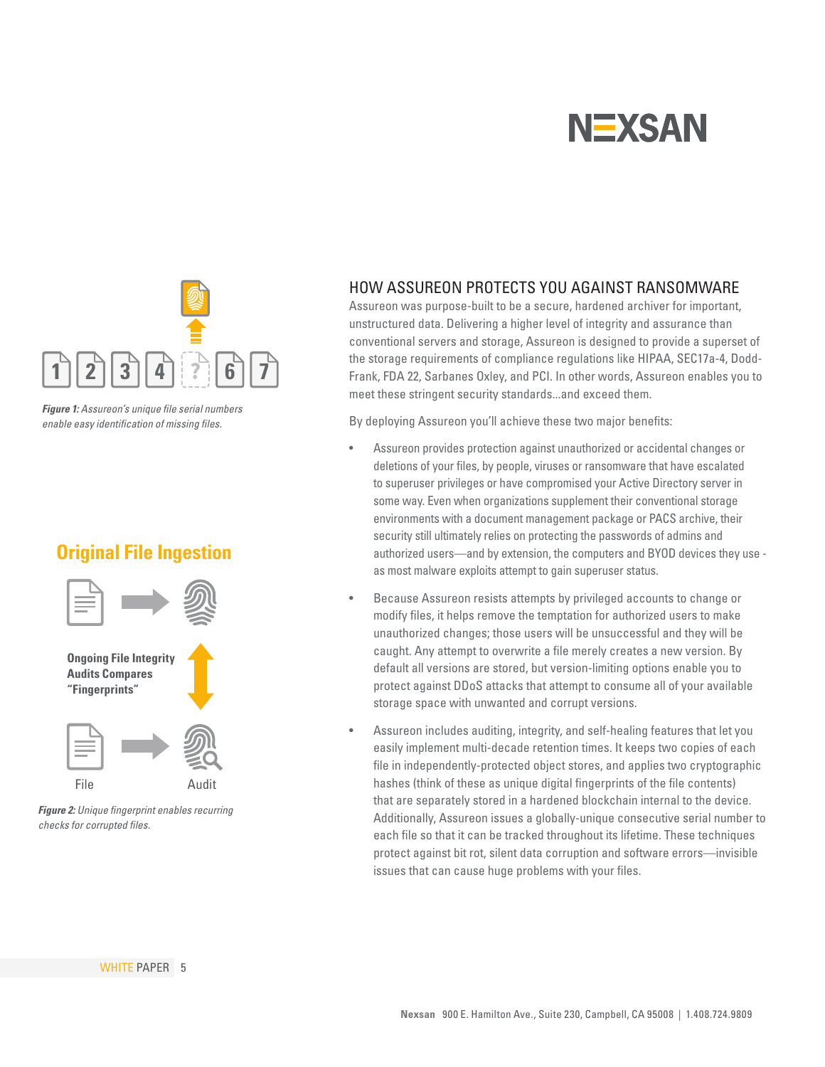*Figure 1: Assureon's unique file serial numbers enable easy identification of missing files.*

## Original File Ingestion

**Ongoing File Integrity Audits Compares "Fingerprints"**

File

Audit

*Figure 2: Unique fingerprint enables recurring checks for corrupted files.*

## HOW ASSUREON PROTECTS YOU AGAINST RANSOMWARE

Assureon was purpose-built to be a secure, hardened archiver for important, unstructured data. Delivering a higher level of integrity and assurance than conventional servers and storage, Assureon is designed to provide a superset of the storage requirements of compliance regulations like HIPAA, SEC17a-4, Dodd-Frank, FDA 22, Sarbanes Oxley, and PCI. In other words, Assureon enables you to meet these stringent security standards...and exceed them.

By deploying Assureon you'll achieve these two major benefits:

- Assureon provides protection against unauthorized or accidental changes or deletions of your files, by people, viruses or ransomware that have escalated to superuser privileges or have compromised your Active Directory server in some way. Even when organizations supplement their conventional storage environments with a document management package or PACS archive, their security still ultimately relies on protecting the passwords of admins and authorized users—and by extension, the computers and BYOD devices they use - as most malware exploits attempt to gain superuser status.
- Because Assureon resists attempts by privileged accounts to change or modify files, it helps remove the temptation for authorized users to make unauthorized changes; those users will be unsuccessful and they will be caught. Any attempt to overwrite a file merely creates a new version. By default all versions are stored, but version-limiting options enable you to protect against DDoS attacks that attempt to consume all of your available storage space with unwanted and corrupt versions.
- Assureon includes auditing, integrity, and self-healing features that let you easily implement multi-decade retention times. It keeps two copies of each file in independently-protected object stores, and applies two cryptographic hashes (think of these as unique digital fingerprints of the file contents) that are separately stored in a hardened blockchain internal to the device. Additionally, Assureon issues a globally-unique consecutive serial number to each file so that it can be tracked throughout its lifetime. These techniques protect against bit rot, silent data corruption and software errors—invisible issues that can cause huge problems with your files.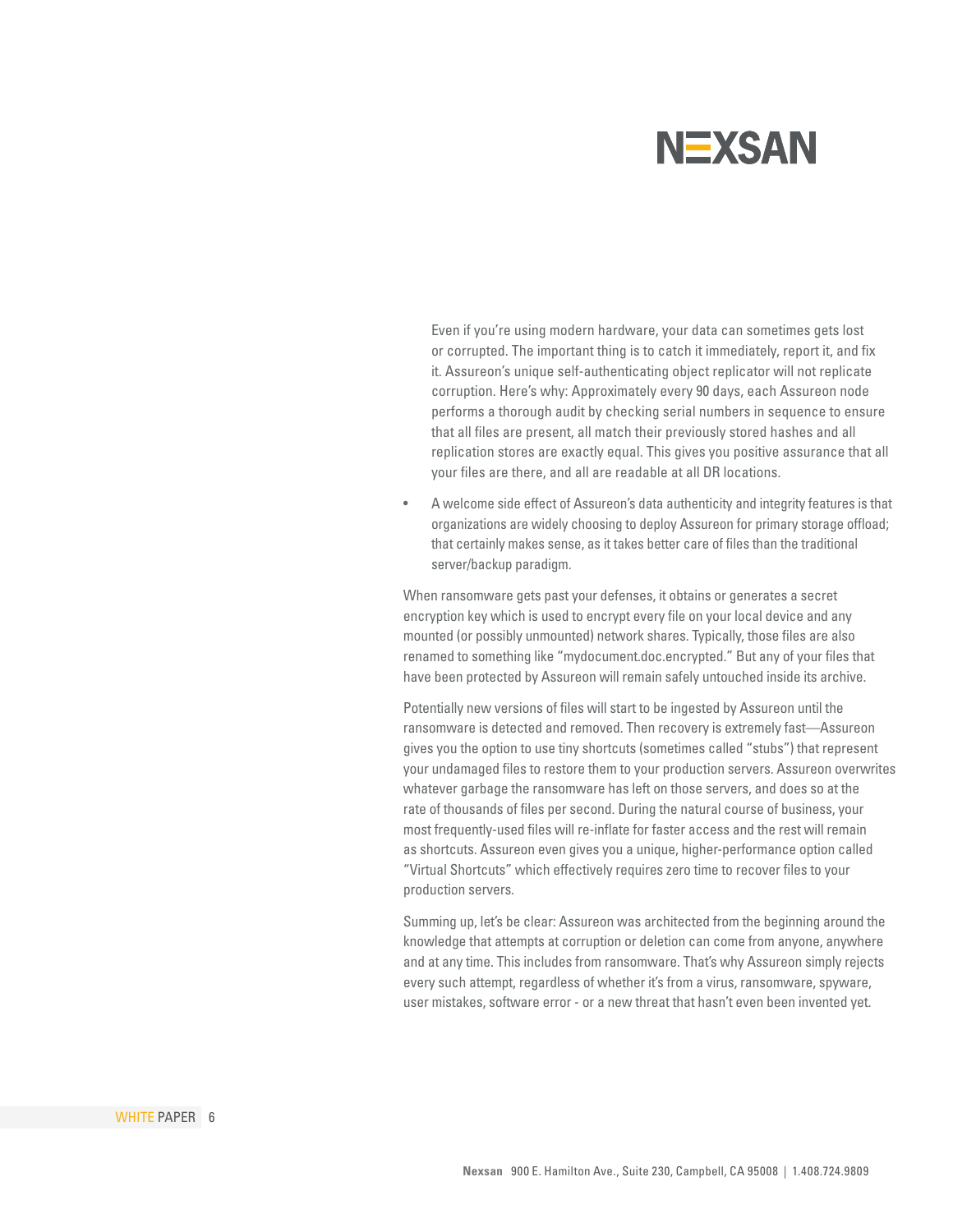Even if you're using modern hardware, your data can sometimes gets lost or corrupted. The important thing is to catch it immediately, report it, and fix it. Assureon's unique self-authenticating object replicator will not replicate corruption. Here's why: Approximately every 90 days, each Assureon node performs a thorough audit by checking serial numbers in sequence to ensure that all files are present, all match their previously stored hashes and all replication stores are exactly equal. This gives you positive assurance that all your files are there, and all are readable at all DR locations.

- A welcome side effect of Assureon's data authenticity and integrity features is that organizations are widely choosing to deploy Assureon for primary storage offload; that certainly makes sense, as it takes better care of files than the traditional server/backup paradigm.

When ransomware gets past your defenses, it obtains or generates a secret encryption key which is used to encrypt every file on your local device and any mounted (or possibly unmounted) network shares. Typically, those files are also renamed to something like "mydocument.doc.encrypted." But any of your files that have been protected by Assureon will remain safely untouched inside its archive.

Potentially new versions of files will start to be ingested by Assureon until the ransomware is detected and removed. Then recovery is extremely fast—Assureon gives you the option to use tiny shortcuts (sometimes called "stubs") that represent your undamaged files to restore them to your production servers. Assureon overwrites whatever garbage the ransomware has left on those servers, and does so at the rate of thousands of files per second. During the natural course of business, your most frequently-used files will re-inflate for faster access and the rest will remain as shortcuts. Assureon even gives you a unique, higher-performance option called "Virtual Shortcuts" which effectively requires zero time to recover files to your production servers.

Summing up, let's be clear: Assureon was architected from the beginning around the knowledge that attempts at corruption or deletion can come from anyone, anywhere and at any time. This includes from ransomware. That's why Assureon simply rejects every such attempt, regardless of whether it's from a virus, ransomware, spyware, user mistakes, software error - or a new threat that hasn't even been invented yet.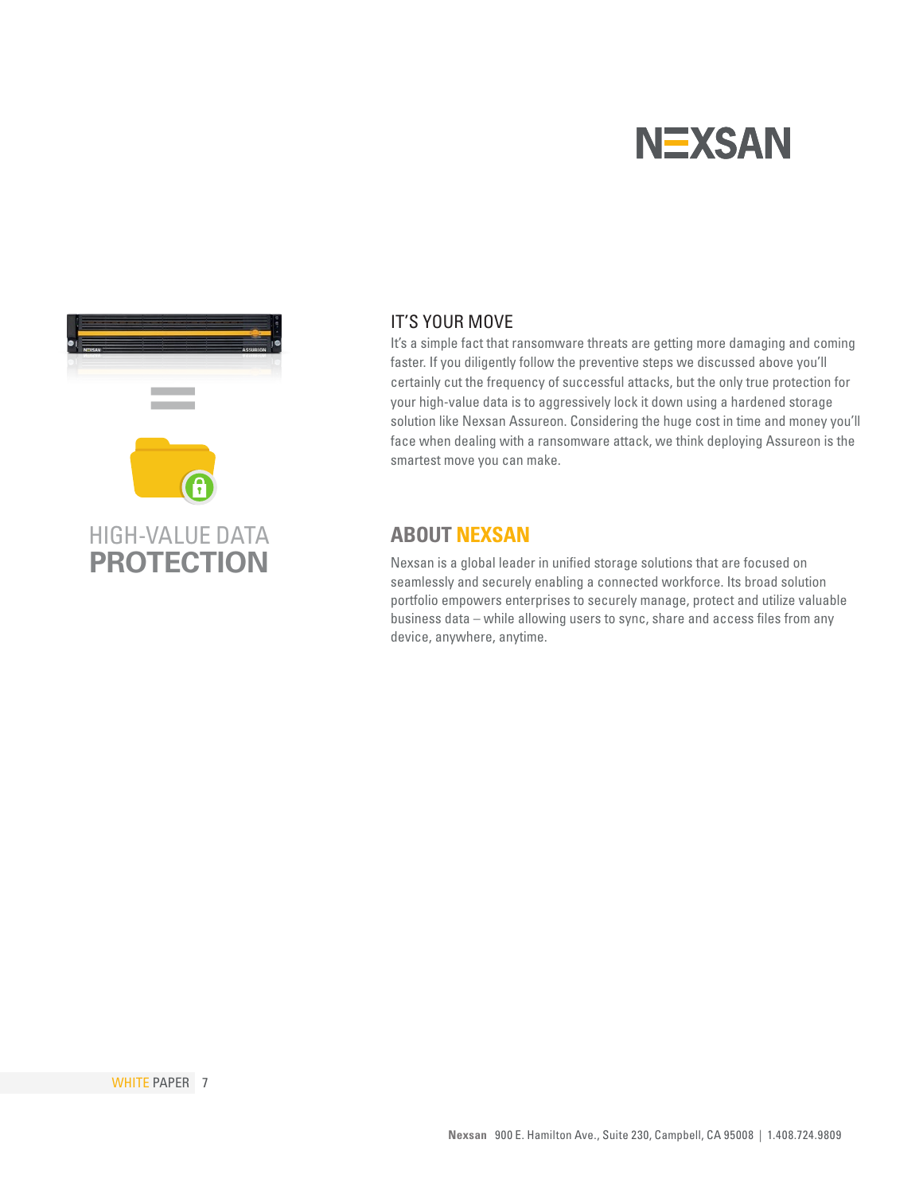HIGH-VALUE DATA **PROTECTION**

## IT'S YOUR MOVE

It's a simple fact that ransomware threats are getting more damaging and coming faster. If you diligently follow the preventive steps we discussed above you'll certainly cut the frequency of successful attacks, but the only true protection for your high-value data is to aggressively lock it down using a hardened storage solution like Nexsan Assureon. Considering the huge cost in time and money you'll face when dealing with a ransomware attack, we think deploying Assureon is the smartest move you can make.

## ABOUT NEXSAN

Nexsan is a global leader in unified storage solutions that are focused on seamlessly and securely enabling a connected workforce. Its broad solution portfolio empowers enterprises to securely manage, protect and utilize valuable business data – while allowing users to sync, share and access files from any device, anywhere, anytime.

**Nexsan** 900 E. Hamilton Ave., Suite 230, Campbell, CA 95008 | 1.408.724.9809